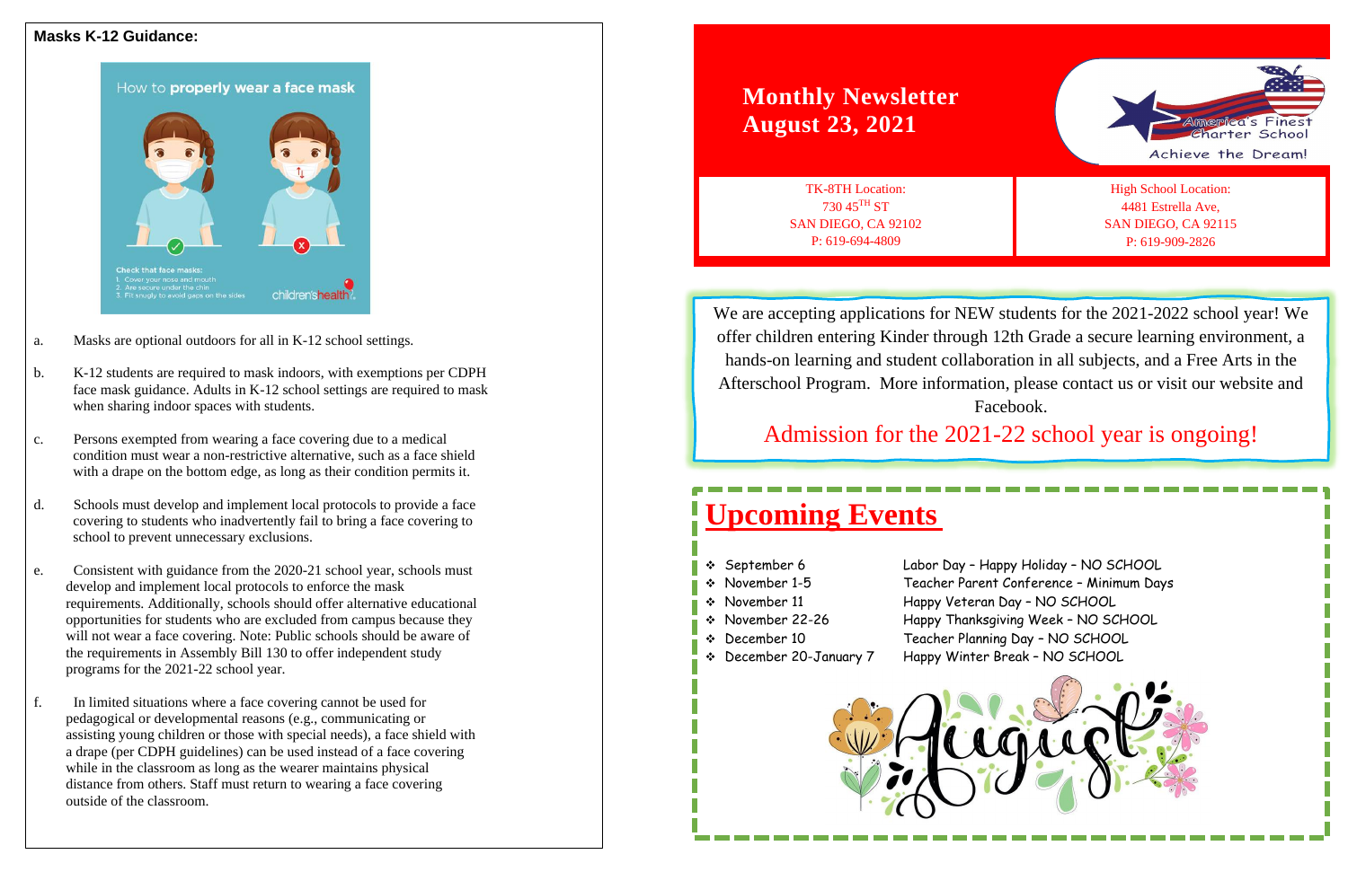**Masks K-12 Guidance:**

How to **properly wear a face mask**

Check that face masks:
1. Cover your nose and mouth
2. Are secure under the chin
3. Fit snugly to avoid gaps on the sides

children'shealth

a. Masks are optional outdoors for all in K-12 school settings.

b. K-12 students are required to mask indoors, with exemptions per CDPH face mask guidance. Adults in K-12 school settings are required to mask when sharing indoor spaces with students.

c. Persons exempted from wearing a face covering due to a medical condition must wear a non-restrictive alternative, such as a face shield with a drape on the bottom edge, as long as their condition permits it.

d. Schools must develop and implement local protocols to provide a face covering to students who inadvertently fail to bring a face covering to school to prevent unnecessary exclusions.

e. Consistent with guidance from the 2020-21 school year, schools must develop and implement local protocols to enforce the mask requirements. Additionally, schools should offer alternative educational opportunities for students who are excluded from campus because they will not wear a face covering. Note: Public schools should be aware of the requirements in Assembly Bill 130 to offer independent study programs for the 2021-22 school year.

f. In limited situations where a face covering cannot be used for pedagogical or developmental reasons (e.g., communicating or assisting young children or those with special needs), a face shield with a drape (per CDPH guidelines) can be used instead of a face covering while in the classroom as long as the wearer maintains physical distance from others. Staff must return to wearing a face covering outside of the classroom.

# Monthly Newsletter
# August 23, 2021

America's Finest Charter School

Achieve the Dream!

| TK-8TH Location: | High School Location: |
|---|---|
| 730 45TH ST | 4481 Estrella Ave, |
| SAN DIEGO, CA 92102 | SAN DIEGO, CA 92115 |
| P: 619-694-4809 | P: 619-909-2826 |

We are accepting applications for NEW students for the 2021-2022 school year! We offer children entering Kinder through 12th Grade a secure learning environment, a hands-on learning and student collaboration in all subjects, and a Free Arts in the Afterschool Program. More information, please contact us or visit our website and Facebook.

Admission for the 2021-22 school year is ongoing!

## Upcoming Events

- September 6 — Labor Day – Happy Holiday – NO SCHOOL
- November 1-5 — Teacher Parent Conference – Minimum Days
- November 11 — Happy Veteran Day – NO SCHOOL
- November 22-26 — Happy Thanksgiving Week – NO SCHOOL
- December 10 — Teacher Planning Day – NO SCHOOL
- December 20-January 7 — Happy Winter Break – NO SCHOOL

August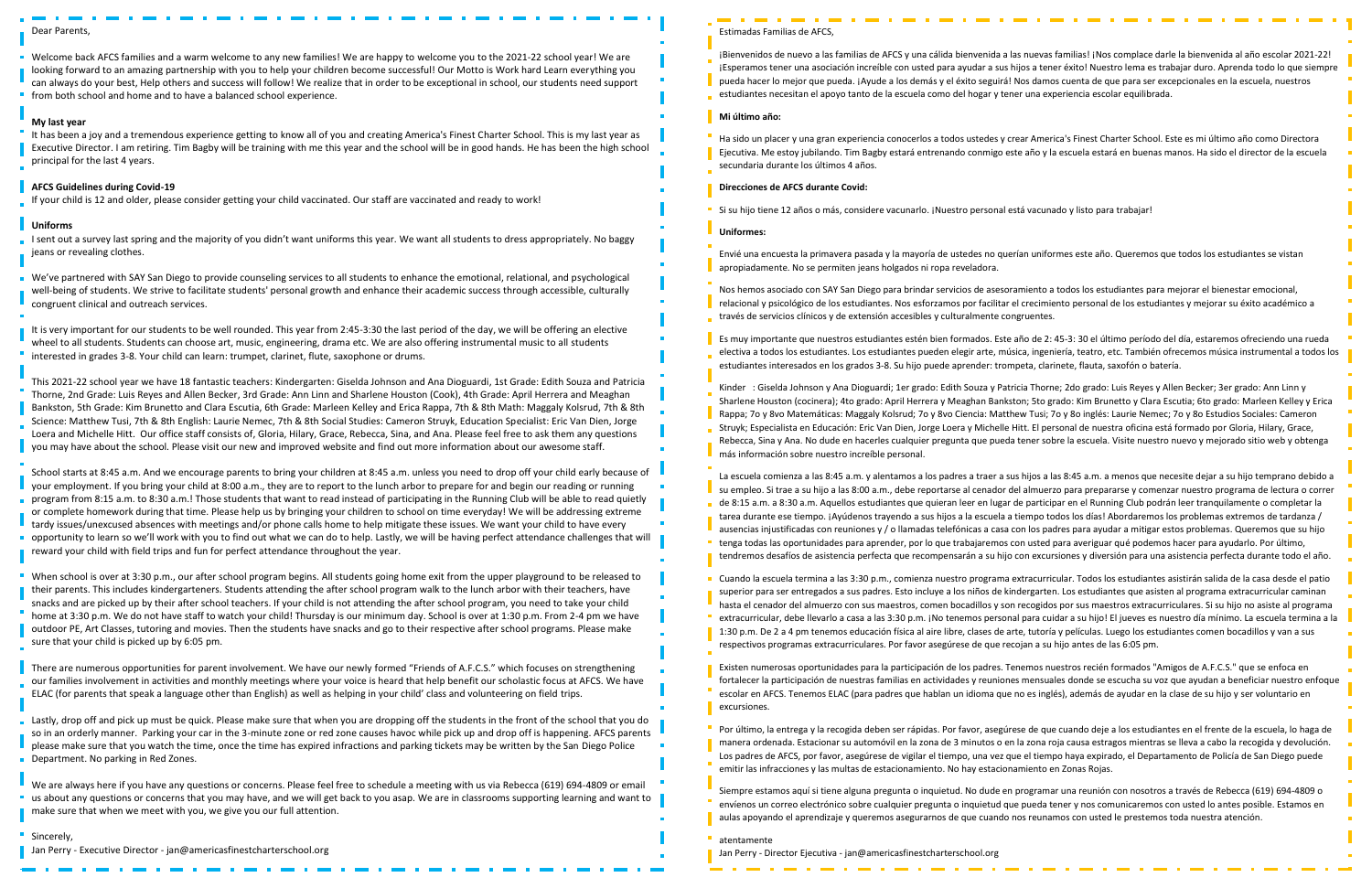Dear Parents,

Welcome back AFCS families and a warm welcome to any new families! We are happy to welcome you to the 2021-22 school year! We are looking forward to an amazing partnership with you to help your children become successful! Our Motto is Work hard Learn everything you can always do your best, Help others and success will follow! We realize that in order to be exceptional in school, our students need support from both school and home and to have a balanced school experience.

**My last year**

It has been a joy and a tremendous experience getting to know all of you and creating America's Finest Charter School. This is my last year as Executive Director. I am retiring. Tim Bagby will be training with me this year and the school will be in good hands. He has been the high school principal for the last 4 years.

**AFCS Guidelines during Covid-19**

If your child is 12 and older, please consider getting your child vaccinated. Our staff are vaccinated and ready to work!

**Uniforms**

I sent out a survey last spring and the majority of you didn't want uniforms this year. We want all students to dress appropriately. No baggy jeans or revealing clothes.

We've partnered with SAY San Diego to provide counseling services to all students to enhance the emotional, relational, and psychological well-being of students. We strive to facilitate students' personal growth and enhance their academic success through accessible, culturally congruent clinical and outreach services.

It is very important for our students to be well rounded. This year from 2:45-3:30 the last period of the day, we will be offering an elective wheel to all students. Students can choose art, music, engineering, drama etc. We are also offering instrumental music to all students interested in grades 3-8. Your child can learn: trumpet, clarinet, flute, saxophone or drums.

This 2021-22 school year we have 18 fantastic teachers: Kindergarten: Giselda Johnson and Ana Dioguardi, 1st Grade: Edith Souza and Patricia Thorne, 2nd Grade: Luis Reyes and Allen Becker, 3rd Grade: Ann Linn and Sharlene Houston (Cook), 4th Grade: April Herrera and Meaghan Bankston, 5th Grade: Kim Brunetto and Clara Escutia, 6th Grade: Marleen Kelley and Erica Rappa, 7th & 8th Math: Maggaly Kolsrud, 7th & 8th Science: Matthew Tusi, 7th & 8th English: Laurie Nemec, 7th & 8th Social Studies: Cameron Struyk, Education Specialist: Eric Van Dien, Jorge Loera and Michelle Hitt. Our office staff consists of, Gloria, Hilary, Grace, Rebecca, Sina, and Ana. Please feel free to ask them any questions you may have about the school. Please visit our new and improved website and find out more information about our awesome staff.

School starts at 8:45 a.m. And we encourage parents to bring your children at 8:45 a.m. unless you need to drop off your child early because of your employment. If you bring your child at 8:00 a.m., they are to report to the lunch arbor to prepare for and begin our reading or running program from 8:15 a.m. to 8:30 a.m.! Those students that want to read instead of participating in the Running Club will be able to read quietly or complete homework during that time. Please help us by bringing your children to school on time everyday! We will be addressing extreme tardy issues/unexcused absences with meetings and/or phone calls home to help mitigate these issues. We want your child to have every opportunity to learn so we'll work with you to find out what we can do to help. Lastly, we will be having perfect attendance challenges that will reward your child with field trips and fun for perfect attendance throughout the year.

When school is over at 3:30 p.m., our after school program begins. All students going home exit from the upper playground to be released to their parents. This includes kindergarteners. Students attending the after school program walk to the lunch arbor with their teachers, have snacks and are picked up by their after school teachers. If your child is not attending the after school program, you need to take your child home at 3:30 p.m. We do not have staff to watch your child! Thursday is our minimum day. School is over at 1:30 p.m. From 2-4 pm we have outdoor PE, Art Classes, tutoring and movies. Then the students have snacks and go to their respective after school programs. Please make sure that your child is picked up by 6:05 pm.

There are numerous opportunities for parent involvement. We have our newly formed "Friends of A.F.C.S." which focuses on strengthening our families involvement in activities and monthly meetings where your voice is heard that help benefit our scholastic focus at AFCS. We have ELAC (for parents that speak a language other than English) as well as helping in your child' class and volunteering on field trips.

Lastly, drop off and pick up must be quick. Please make sure that when you are dropping off the students in the front of the school that you do so in an orderly manner. Parking your car in the 3-minute zone or red zone causes havoc while pick up and drop off is happening. AFCS parents please make sure that you watch the time, once the time has expired infractions and parking tickets may be written by the San Diego Police Department. No parking in Red Zones.

We are always here if you have any questions or concerns. Please feel free to schedule a meeting with us via Rebecca (619) 694-4809 or email us about any questions or concerns that you may have, and we will get back to you asap. We are in classrooms supporting learning and want to make sure that when we meet with you, we give you our full attention.

Sincerely,

Jan Perry - Executive Director - jan@americasfinestcharterschool.org

Estimadas Familias de AFCS,

¡Bienvenidos de nuevo a las familias de AFCS y una cálida bienvenida a las nuevas familias! ¡Nos complace darle la bienvenida al año escolar 2021-22! ¡Esperamos tener una asociación increíble con usted para ayudar a sus hijos a tener éxito! Nuestro lema es trabajar duro. Aprenda todo lo que siempre pueda hacer lo mejor que pueda. ¡Ayude a los demás y el éxito seguirá! Nos damos cuenta de que para ser excepcionales en la escuela, nuestros estudiantes necesitan el apoyo tanto de la escuela como del hogar y tener una experiencia escolar equilibrada.

**Mi último año:**

Ha sido un placer y una gran experiencia conocerlos a todos ustedes y crear America's Finest Charter School. Este es mi último año como Directora Ejecutiva. Me estoy jubilando. Tim Bagby estará entrenando conmigo este año y la escuela estará en buenas manos. Ha sido el director de la escuela secundaria durante los últimos 4 años.

**Direcciones de AFCS durante Covid:**

Si su hijo tiene 12 años o más, considere vacunarlo. ¡Nuestro personal está vacunado y listo para trabajar!

**Uniformes:**

Envié una encuesta la primavera pasada y la mayoría de ustedes no querían uniformes este año. Queremos que todos los estudiantes se vistan apropiadamente. No se permiten jeans holgados ni ropa reveladora.

Nos hemos asociado con SAY San Diego para brindar servicios de asesoramiento a todos los estudiantes para mejorar el bienestar emocional, relacional y psicológico de los estudiantes. Nos esforzamos por facilitar el crecimiento personal de los estudiantes y mejorar su éxito académico a través de servicios clínicos y de extensión accesibles y culturalmente congruentes.

Es muy importante que nuestros estudiantes estén bien formados. Este año de 2: 45-3: 30 el último período del día, estaremos ofreciendo una rueda electiva a todos los estudiantes. Los estudiantes pueden elegir arte, música, ingeniería, teatro, etc. También ofrecemos música instrumental a todos los estudiantes interesados en los grados 3-8. Su hijo puede aprender: trompeta, clarinete, flauta, saxofón o batería.

Kinder : Giselda Johnson y Ana Dioguardi; 1er grado: Edith Souza y Patricia Thorne; 2do grado: Luis Reyes y Allen Becker; 3er grado: Ann Linn y Sharlene Houston (cocinera); 4to grado: April Herrera y Meaghan Bankston; 5to grado: Kim Brunetto y Clara Escutia; 6to grado: Marleen Kelley y Erica Rappa; 7o y 8vo Matemáticas: Maggaly Kolsrud; 7o y 8vo Ciencia: Matthew Tusi; 7o y 8o inglés: Laurie Nemec; 7o y 8o Estudios Sociales: Cameron Struyk; Especialista en Educación: Eric Van Dien, Jorge Loera y Michelle Hitt. El personal de nuestra oficina está formado por Gloria, Hilary, Grace, Rebecca, Sina y Ana. No dude en hacerles cualquier pregunta que pueda tener sobre la escuela. Visite nuestro nuevo y mejorado sitio web y obtenga más información sobre nuestro increíble personal.

La escuela comienza a las 8:45 a.m. y alentamos a los padres a traer a sus hijos a las 8:45 a.m. a menos que necesite dejar a su hijo temprano debido a su empleo. Si trae a su hijo a las 8:00 a.m., debe reportarse al cenador del almuerzo para prepararse y comenzar nuestro programa de lectura o correr de 8:15 a.m. a 8:30 a.m. Aquellos estudiantes que quieran leer en lugar de participar en el Running Club podrán leer tranquilamente o completar la tarea durante ese tiempo. ¡Ayúdenos trayendo a sus hijos a la escuela a tiempo todos los días! Abordaremos los problemas extremos de tardanza / ausencias injustificadas con reuniones y / o llamadas telefónicas a casa con los padres para ayudar a mitigar estos problemas. Queremos que su hijo tenga todas las oportunidades para aprender, por lo que trabajaremos con usted para averiguar qué podemos hacer para ayudarlo. Por último, tendremos desafíos de asistencia perfecta que recompensarán a su hijo con excursiones y diversión para una asistencia perfecta durante todo el año.

Cuando la escuela termina a las 3:30 p.m., comienza nuestro programa extracurricular. Todos los estudiantes asistirán salida de la casa desde el patio superior para ser entregados a sus padres. Esto incluye a los niños de kindergarten. Los estudiantes que asisten al programa extracurricular caminan hasta el cenador del almuerzo con sus maestros, comen bocadillos y son recogidos por sus maestros extracurriculares. Si su hijo no asiste al programa extracurricular, debe llevarlo a casa a las 3:30 p.m. ¡No tenemos personal para cuidar a su hijo! El jueves es nuestro día mínimo. La escuela termina a la 1:30 p.m. De 2 a 4 pm tenemos educación física al aire libre, clases de arte, tutoría y películas. Luego los estudiantes comen bocadillos y van a sus respectivos programas extracurriculares. Por favor asegúrese de que recojan a su hijo antes de las 6:05 pm.

Existen numerosas oportunidades para la participación de los padres. Tenemos nuestros recién formados "Amigos de A.F.C.S." que se enfoca en fortalecer la participación de nuestras familias en actividades y reuniones mensuales donde se escucha su voz que ayudan a beneficiar nuestro enfoque escolar en AFCS. Tenemos ELAC (para padres que hablan un idioma que no es inglés), además de ayudar en la clase de su hijo y ser voluntario en excursiones.

Por último, la entrega y la recogida deben ser rápidas. Por favor, asegúrese de que cuando deje a los estudiantes en el frente de la escuela, lo haga de manera ordenada. Estacionar su automóvil en la zona de 3 minutos o en la zona roja causa estragos mientras se lleva a cabo la recogida y devolución. Los padres de AFCS, por favor, asegúrese de vigilar el tiempo, una vez que el tiempo haya expirado, el Departamento de Policía de San Diego puede emitir las infracciones y las multas de estacionamiento. No hay estacionamiento en Zonas Rojas.

Siempre estamos aquí si tiene alguna pregunta o inquietud. No dude en programar una reunión con nosotros a través de Rebecca (619) 694-4809 o envíenos un correo electrónico sobre cualquier pregunta o inquietud que pueda tener y nos comunicaremos con usted lo antes posible. Estamos en aulas apoyando el aprendizaje y queremos asegurarnos de que cuando nos reunamos con usted le prestemos toda nuestra atención.

atentamente

Jan Perry - Director Ejecutiva - jan@americasfinestcharterschool.org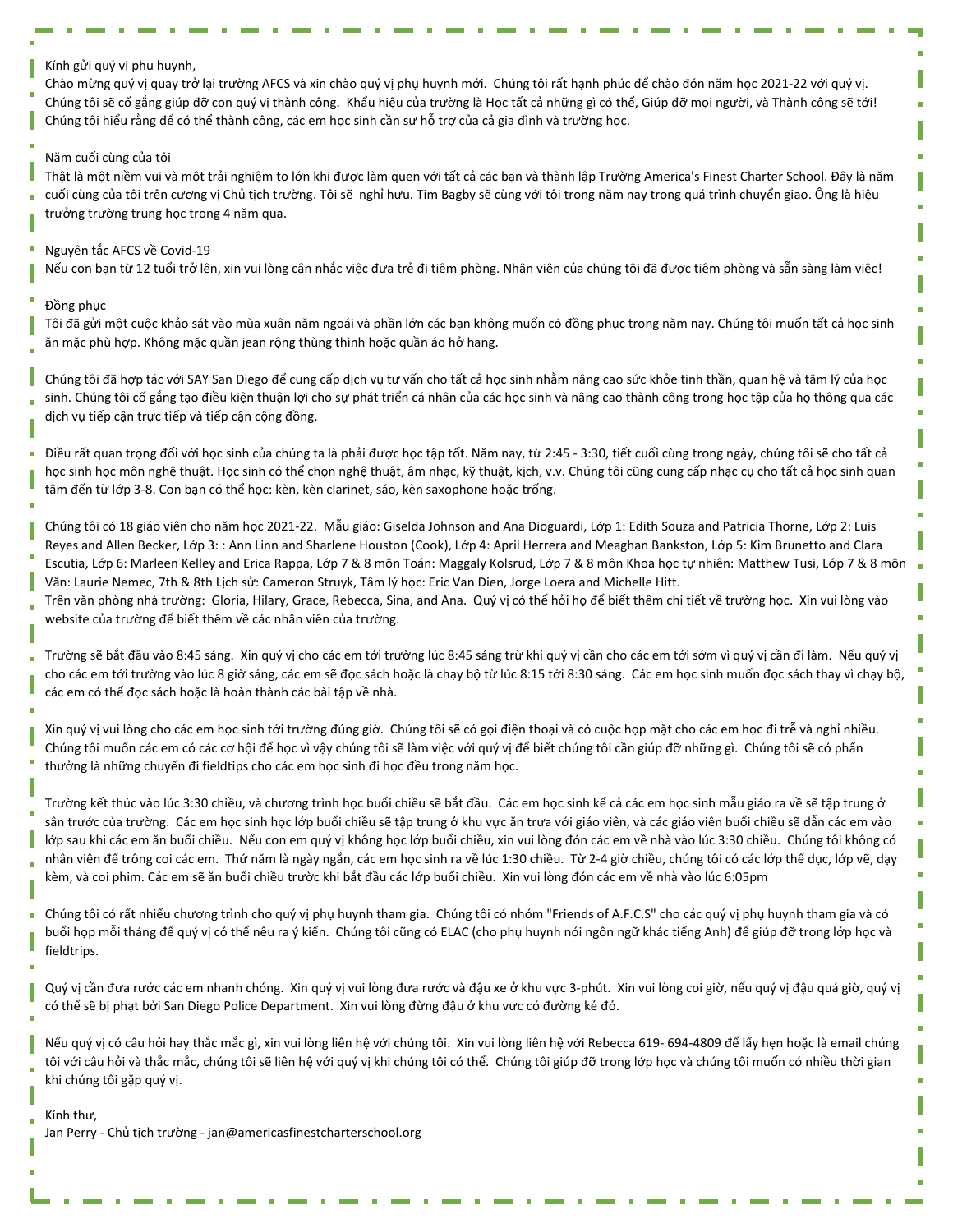Kính gửi quý vị phụ huynh,

Chào mừng quý vị quay trở lại trường AFCS và xin chào quý vị phụ huynh mới. Chúng tôi rất hạnh phúc để chào đón năm học 2021-22 với quý vị. Chúng tôi sẽ cố gắng giúp đỡ con quý vị thành công. Khẩu hiệu của trường là Học tất cả những gì có thể, Giúp đỡ mọi người, và Thành công sẽ tới! Chúng tôi hiểu rằng để có thể thành công, các em học sinh cần sự hỗ trợ của cả gia đình và trường học.

Năm cuối cùng của tôi

Thật là một niềm vui và một trải nghiệm to lớn khi được làm quen với tất cả các bạn và thành lập Trường America's Finest Charter School. Đây là năm cuối cùng của tôi trên cương vị Chủ tịch trường. Tôi sẽ nghỉ hưu. Tim Bagby sẽ cùng với tôi trong năm nay trong quá trình chuyển giao. Ông là hiệu trưởng trường trung học trong 4 năm qua.

Nguyên tắc AFCS về Covid-19

Nếu con bạn từ 12 tuổi trở lên, xin vui lòng cân nhắc việc đưa trẻ đi tiêm phòng. Nhân viên của chúng tôi đã được tiêm phòng và sẵn sàng làm việc!

Đồng phục

Tôi đã gửi một cuộc khảo sát vào mùa xuân năm ngoái và phần lớn các bạn không muốn có đồng phục trong năm nay. Chúng tôi muốn tất cả học sinh ăn mặc phù hợp. Không mặc quần jean rộng thùng thình hoặc quần áo hở hang.

Chúng tôi đã hợp tác với SAY San Diego để cung cấp dịch vụ tư vấn cho tất cả học sinh nhằm nâng cao sức khỏe tinh thần, quan hệ và tâm lý của học sinh. Chúng tôi cố gắng tạo điều kiện thuận lợi cho sự phát triển cá nhân của các học sinh và nâng cao thành công trong học tập của họ thông qua các dịch vụ tiếp cận trực tiếp và tiếp cận cộng đồng.

Điều rất quan trọng đối với học sinh của chúng ta là phải được học tập tốt. Năm nay, từ 2:45 - 3:30, tiết cuối cùng trong ngày, chúng tôi sẽ cho tất cả học sinh học môn nghệ thuật. Học sinh có thể chọn nghệ thuật, âm nhạc, kỹ thuật, kịch, v.v. Chúng tôi cũng cung cấp nhạc cụ cho tất cả học sinh quan tâm đến từ lớp 3-8. Con bạn có thể học: kèn, kèn clarinet, sáo, kèn saxophone hoặc trống.

Chúng tôi có 18 giáo viên cho năm học 2021-22. Mẫu giáo: Giselda Johnson and Ana Dioguardi, Lớp 1: Edith Souza and Patricia Thorne, Lớp 2: Luis Reyes and Allen Becker, Lớp 3: : Ann Linn and Sharlene Houston (Cook), Lớp 4: April Herrera and Meaghan Bankston, Lớp 5: Kim Brunetto and Clara Escutia, Lớp 6: Marleen Kelley and Erica Rappa, Lớp 7 & 8 môn Toán: Maggaly Kolsrud, Lớp 7 & 8 môn Khoa học tự nhiên: Matthew Tusi, Lớp 7 & 8 môn Văn: Laurie Nemec, 7th & 8th Lịch sử: Cameron Struyk, Tâm lý học: Eric Van Dien, Jorge Loera and Michelle Hitt.
Trên văn phòng nhà trường: Gloria, Hilary, Grace, Rebecca, Sina, and Ana. Quý vị có thể hỏi họ để biết thêm chi tiết về trường học. Xin vui lòng vào website của trường để biết thêm về các nhân viên của trường.

Trường sẽ bắt đầu vào 8:45 sáng. Xin quý vị cho các em tới trường lúc 8:45 sáng trừ khi quý vị cần cho các em tới sớm vì quý vị cần đi làm. Nếu quý vị cho các em tới trường vào lúc 8 giờ sáng, các em sẽ đọc sách hoặc là chạy bộ từ lúc 8:15 tới 8:30 sáng. Các em học sinh muốn đọc sách thay vì chạy bộ, các em có thể đọc sách hoặc là hoàn thành các bài tập về nhà.

Xin quý vị vui lòng cho các em học sinh tới trường đúng giờ. Chúng tôi sẽ có gọi điện thoại và có cuộc họp mặt cho các em học đi trễ và nghỉ nhiều. Chúng tôi muốn các em có các cơ hội để học vì vậy chúng tôi sẽ làm việc với quý vị để biết chúng tôi cần giúp đỡ những gì. Chúng tôi sẽ có phần thưởng là những chuyến đi fieldtips cho các em học sinh đi học đều trong năm học.

Trường kết thúc vào lúc 3:30 chiều, và chương trình học buổi chiều sẽ bắt đầu. Các em học sinh kể cả các em học sinh mẫu giáo ra về sẽ tập trung ở sân trước của trường. Các em học sinh học lớp buổi chiều sẽ tập trung ở khu vực ăn trưa với giáo viên, và các giáo viên buổi chiều sẽ dẫn các em vào lớp sau khi các em ăn buổi chiều. Nếu con em quý vị không học lớp buổi chiều, xin vui lòng đón các em về nhà vào lúc 3:30 chiều. Chúng tôi không có nhân viên để trông coi các em. Thứ năm là ngày ngắn, các em học sinh ra về lúc 1:30 chiều. Từ 2-4 giờ chiều, chúng tôi có các lớp thể dục, lớp vẽ, dạy kèm, và coi phim. Các em sẽ ăn buổi chiều trước khi bắt đầu các lớp buổi chiều. Xin vui lòng đón các em về nhà vào lúc 6:05pm

Chúng tôi có rất nhiều chương trình cho quý vị phụ huynh tham gia. Chúng tôi có nhóm "Friends of A.F.C.S" cho các quý vị phụ huynh tham gia và có buổi họp mỗi tháng để quý vị có thể nêu ra ý kiến. Chúng tôi cũng có ELAC (cho phụ huynh nói ngôn ngữ khác tiếng Anh) để giúp đỡ trong lớp học và fieldtrips.

Quý vị cần đưa rước các em nhanh chóng. Xin quý vị vui lòng đưa rước và đậu xe ở khu vực 3-phút. Xin vui lòng coi giờ, nếu quý vị đậu quá giờ, quý vị có thể sẽ bị phạt bởi San Diego Police Department. Xin vui lòng đừng đậu ở khu vưc có đường kẻ đỏ.

Nếu quý vị có câu hỏi hay thắc mắc gì, xin vui lòng liên hệ với chúng tôi. Xin vui lòng liên hệ với Rebecca 619- 694-4809 để lấy hẹn hoặc là email chúng tôi với câu hỏi và thắc mắc, chúng tôi sẽ liên hệ với quý vị khi chúng tôi có thể. Chúng tôi giúp đỡ trong lớp học và chúng tôi muốn có nhiều thời gian khi chúng tôi gặp quý vị.

Kính thư,
Jan Perry - Chủ tịch trường - jan@americasfinestcharterschool.org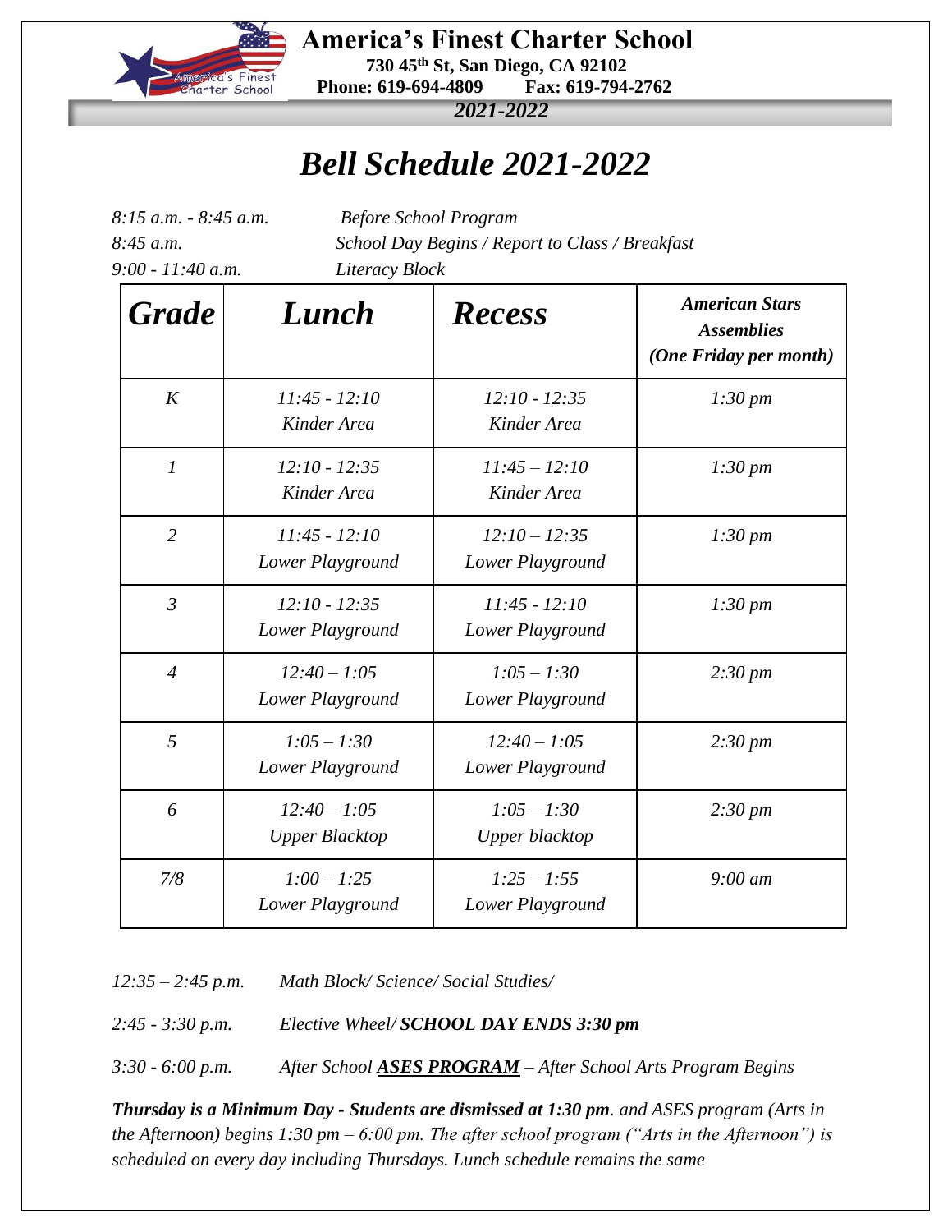# America's Finest Charter School

**730 45th St, San Diego, CA 92102**
**Phone: 619-694-4809 Fax: 619-794-2762**

***2021-2022***

# *Bell Schedule 2021-2022*

*8:15 a.m. - 8:45 a.m.* *Before School Program*
*8:45 a.m.* *School Day Begins / Report to Class / Breakfast*
*9:00 - 11:40 a.m.* *Literacy Block*

| ***Grade*** | ***Lunch*** | ***Recess*** | ***American Stars Assemblies (One Friday per month)*** |
|---|---|---|---|
| *K* | *11:45 - 12:10 Kinder Area* | *12:10 - 12:35 Kinder Area* | *1:30 pm* |
| *1* | *12:10 - 12:35 Kinder Area* | *11:45 – 12:10 Kinder Area* | *1:30 pm* |
| *2* | *11:45 - 12:10 Lower Playground* | *12:10 – 12:35 Lower Playground* | *1:30 pm* |
| *3* | *12:10 - 12:35 Lower Playground* | *11:45 - 12:10 Lower Playground* | *1:30 pm* |
| *4* | *12:40 – 1:05 Lower Playground* | *1:05 – 1:30 Lower Playground* | *2:30 pm* |
| *5* | *1:05 – 1:30 Lower Playground* | *12:40 – 1:05 Lower Playground* | *2:30 pm* |
| *6* | *12:40 – 1:05 Upper Blacktop* | *1:05 – 1:30 Upper blacktop* | *2:30 pm* |
| *7/8* | *1:00 – 1:25 Lower Playground* | *1:25 – 1:55 Lower Playground* | *9:00 am* |

*12:35 – 2:45 p.m.* *Math Block/ Science/ Social Studies/*

*2:45 - 3:30 p.m.* *Elective Wheel/* ***SCHOOL DAY ENDS 3:30 pm***

*3:30 - 6:00 p.m.* *After School* ***ASES PROGRAM*** *– After School Arts Program Begins*

***Thursday is a Minimum Day - Students are dismissed at 1:30 pm****. and ASES program (Arts in the Afternoon) begins 1:30 pm – 6:00 pm. The after school program ("Arts in the Afternoon") is scheduled on every day including Thursdays. Lunch schedule remains the same*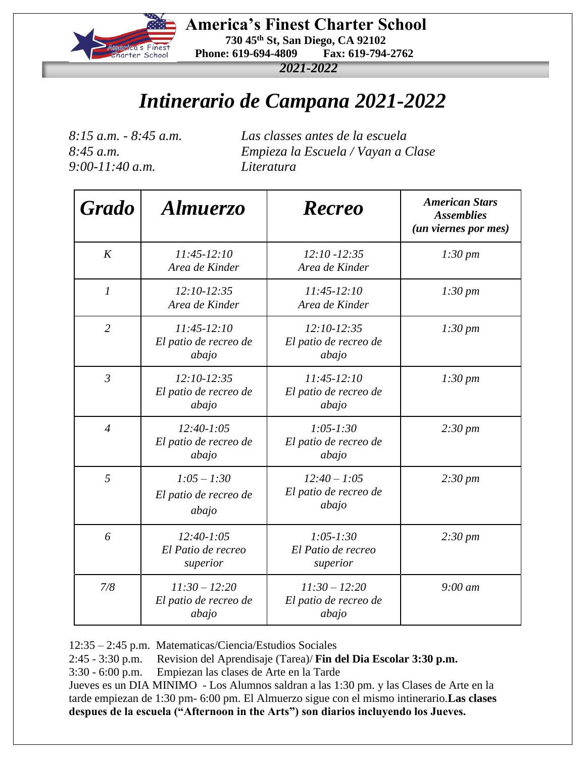**America's Finest Charter School**
**730 45th St, San Diego, CA 92102**
**Phone: 619-694-4809 Fax: 619-794-2762**
*2021-2022*

# *Intinerario de Campana 2021-2022*

*8:15 a.m. - 8:45 a.m.* *Las classes antes de la escuela*
*8:45 a.m.* *Empieza la Escuela / Vayan a Clase*
*9:00-11:40 a.m.* *Literatura*

| *Grado* | *Almuerzo* | *Recreo* | *American Stars Assemblies (un viernes por mes)* |
|---|---|---|---|
| *K* | *11:45-12:10 Area de Kinder* | *12:10 -12:35 Area de Kinder* | *1:30 pm* |
| *1* | *12:10-12:35 Area de Kinder* | *11:45-12:10 Area de Kinder* | *1:30 pm* |
| *2* | *11:45-12:10 El patio de recreo de abajo* | *12:10-12:35 El patio de recreo de abajo* | *1:30 pm* |
| *3* | *12:10-12:35 El patio de recreo de abajo* | *11:45-12:10 El patio de recreo de abajo* | *1:30 pm* |
| *4* | *12:40-1:05 El patio de recreo de abajo* | *1:05-1:30 El patio de recreo de abajo* | *2:30 pm* |
| *5* | *1:05 – 1:30 El patio de recreo de abajo* | *12:40 – 1:05 El patio de recreo de abajo* | *2:30 pm* |
| *6* | *12:40-1:05 El Patio de recreo superior* | *1:05-1:30 El Patio de recreo superior* | *2:30 pm* |
| *7/8* | *11:30 – 12:20 El patio de recreo de abajo* | *11:30 – 12:20 El patio de recreo de abajo* | *9:00 am* |

12:35 – 2:45 p.m. Matematicas/Ciencia/Estudios Sociales
2:45 - 3:30 p.m. Revision del Aprendisaje (Tarea)/ **Fin del Dia Escolar 3:30 p.m.**
3:30 - 6:00 p.m. Empiezan las clases de Arte en la Tarde
Jueves es un DIA MINIMO - Los Alumnos saldran a las 1:30 pm. y las Clases de Arte en la tarde empiezan de 1:30 pm- 6:00 pm. El Almuerzo sigue con el mismo intinerario.**Las clases despues de la escuela ("Afternoon in the Arts") son diarios incluyendo los Jueves.**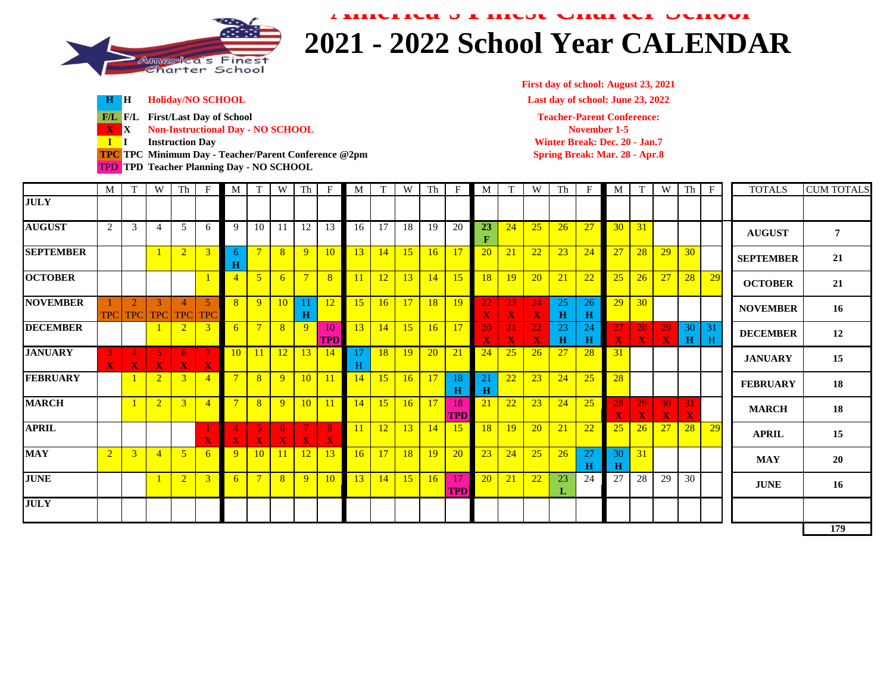# America's Finest Charter School

# 2021 - 2022 School Year CALENDAR

America's Finest Charter School

| Code | | Description |
|---|---|---|
| H | H | Holiday/NO SCHOOL |
| F/L | F/L | First/Last Day of School |
| X | X | Non-Instructional Day - NO SCHOOL |
| I | I | Instruction Day |
| TPC | TPC | Minimum Day - Teacher/Parent Conference @2pm |
| TPD | TPD | Teacher Planning Day - NO SCHOOL |

**First day of school: August 23, 2021**

**Last day of school: June 23, 2022**

**Teacher-Parent Conference:**
**November 1-5**

**Winter Break: Dec. 20 - Jan.7**

**Spring Break: Mar. 28 - Apr.8**

| | M | T | W | Th | F | M | T | W | Th | F | M | T | W | Th | F | M | T | W | Th | F | M | T | W | Th | F | TOTALS | CUM TOTALS |
|---|---|---|---|---|---|---|---|---|---|---|---|---|---|---|---|---|---|---|---|---|---|---|---|---|---|---|---|
| **JULY** | | | | | | | | | | | | | | | | | | | | | | | | | | | |
| **AUGUST** | 2 | 3 | 4 | 5 | 6 | 9 | 10 | 11 | 12 | 13 | 16 | 17 | 18 | 19 | 20 | 23 F | 24 | 25 | 26 | 27 | 30 | 31 | | | | **AUGUST** | **7** |
| **SEPTEMBER** | | | 1 | 2 | 3 | 6 H | 7 | 8 | 9 | 10 | 13 | 14 | 15 | 16 | 17 | 20 | 21 | 22 | 23 | 24 | 27 | 28 | 29 | 30 | | **SEPTEMBER** | **21** |
| **OCTOBER** | | | | | 1 | 4 | 5 | 6 | 7 | 8 | 11 | 12 | 13 | 14 | 15 | 18 | 19 | 20 | 21 | 22 | 25 | 26 | 27 | 28 | 29 | **OCTOBER** | **21** |
| **NOVEMBER** | 1 TPC | 2 TPC | 3 TPC | 4 TPC | 5 TPC | 8 | 9 | 10 | 11 H | 12 | 15 | 16 | 17 | 18 | 19 | 22 X | 23 X | 24 X | 25 H | 26 H | 29 | 30 | | | | **NOVEMBER** | **16** |
| **DECEMBER** | | | 1 | 2 | 3 | 6 | 7 | 8 | 9 | 10 TPD | 13 | 14 | 15 | 16 | 17 | 20 X | 21 X | 22 X | 23 H | 24 H | 27 X | 28 X | 29 X | 30 H | 31 H | **DECEMBER** | **12** |
| **JANUARY** | 3 X | 4 X | 5 X | 6 X | 7 X | 10 | 11 | 12 | 13 | 14 | 17 H | 18 | 19 | 20 | 21 | 24 | 25 | 26 | 27 | 28 | 31 | | | | | **JANUARY** | **15** |
| **FEBRUARY** | | 1 | 2 | 3 | 4 | 7 | 8 | 9 | 10 | 11 | 14 | 15 | 16 | 17 | 18 H | 21 H | 22 | 23 | 24 | 25 | 28 | | | | | **FEBRUARY** | **18** |
| **MARCH** | | 1 | 2 | 3 | 4 | 7 | 8 | 9 | 10 | 11 | 14 | 15 | 16 | 17 | 18 TPD | 21 | 22 | 23 | 24 | 25 | 28 X | 29 X | 30 X | 31 X | | **MARCH** | **18** |
| **APRIL** | | | | | 1 X | 4 X | 5 X | 6 X | 7 X | 8 X | 11 | 12 | 13 | 14 | 15 | 18 | 19 | 20 | 21 | 22 | 25 | 26 | 27 | 28 | 29 | **APRIL** | **15** |
| **MAY** | 2 | 3 | 4 | 5 | 6 | 9 | 10 | 11 | 12 | 13 | 16 | 17 | 18 | 19 | 20 | 23 | 24 | 25 | 26 | 27 H | 30 H | 31 | | | | **MAY** | **20** |
| **JUNE** | | | 1 | 2 | 3 | 6 | 7 | 8 | 9 | 10 | 13 | 14 | 15 | 16 | 17 TPD | 20 | 21 | 22 | 23 L | 24 | 27 | 28 | 29 | 30 | | **JUNE** | **16** |
| **JULY** | | | | | | | | | | | | | | | | | | | | | | | | | | | |
| | | | | | | | | | | | | | | | | | | | | | | | | | | | **179** |